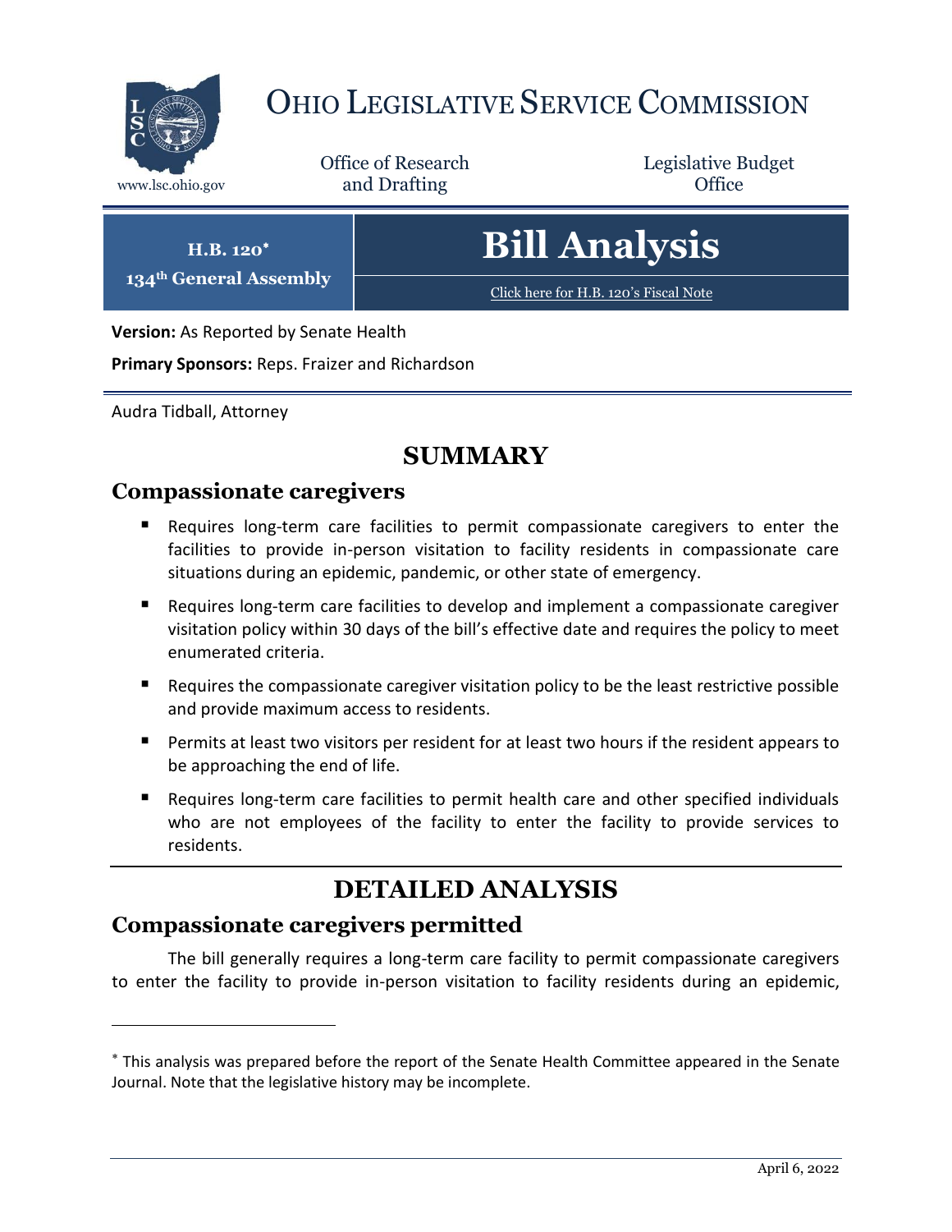# OHIO LEGISLATIVE SERVICE COMMISSION

www.lsc.ohio.gov

Office of Research and Drafting

Legislative Budget Office

**H.B. 120***
**134th General Assembly**

# Bill Analysis

Click here for H.B. 120's Fiscal Note

**Version:** As Reported by Senate Health

**Primary Sponsors:** Reps. Fraizer and Richardson

Audra Tidball, Attorney

## SUMMARY

### Compassionate caregivers

- Requires long-term care facilities to permit compassionate caregivers to enter the facilities to provide in-person visitation to facility residents in compassionate care situations during an epidemic, pandemic, or other state of emergency.
- Requires long-term care facilities to develop and implement a compassionate caregiver visitation policy within 30 days of the bill's effective date and requires the policy to meet enumerated criteria.
- Requires the compassionate caregiver visitation policy to be the least restrictive possible and provide maximum access to residents.
- Permits at least two visitors per resident for at least two hours if the resident appears to be approaching the end of life.
- Requires long-term care facilities to permit health care and other specified individuals who are not employees of the facility to enter the facility to provide services to residents.

## DETAILED ANALYSIS

### Compassionate caregivers permitted

The bill generally requires a long-term care facility to permit compassionate caregivers to enter the facility to provide in-person visitation to facility residents during an epidemic,

* This analysis was prepared before the report of the Senate Health Committee appeared in the Senate Journal. Note that the legislative history may be incomplete.

April 6, 2022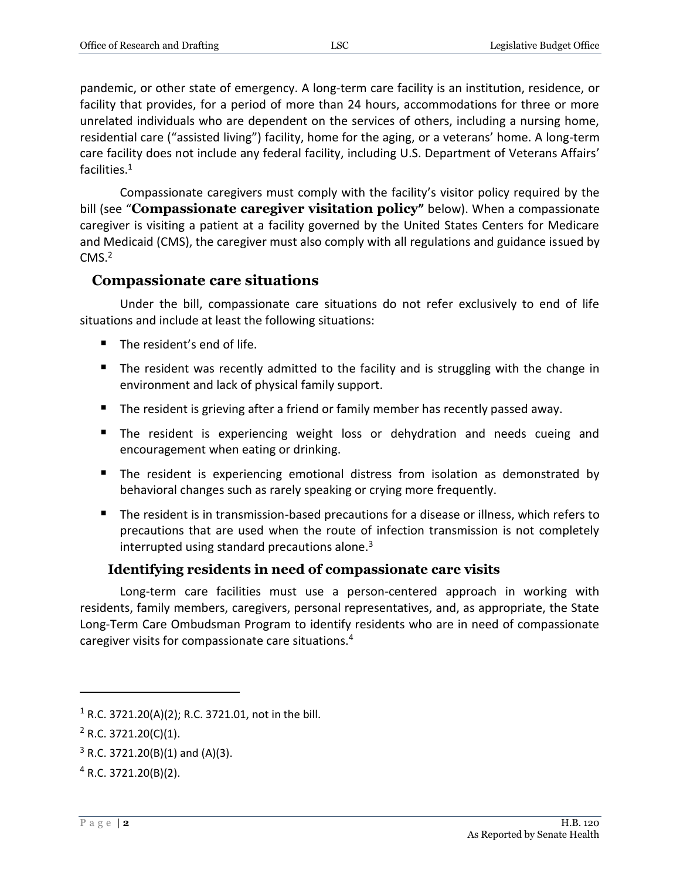pandemic, or other state of emergency. A long-term care facility is an institution, residence, or facility that provides, for a period of more than 24 hours, accommodations for three or more unrelated individuals who are dependent on the services of others, including a nursing home, residential care ("assisted living") facility, home for the aging, or a veterans' home. A long-term care facility does not include any federal facility, including U.S. Department of Veterans Affairs' facilities.[1]

Compassionate caregivers must comply with the facility's visitor policy required by the bill (see "**Compassionate caregiver visitation policy**" below). When a compassionate caregiver is visiting a patient at a facility governed by the United States Centers for Medicare and Medicaid (CMS), the caregiver must also comply with all regulations and guidance issued by CMS.[2]

## Compassionate care situations

Under the bill, compassionate care situations do not refer exclusively to end of life situations and include at least the following situations:

- The resident's end of life.
- The resident was recently admitted to the facility and is struggling with the change in environment and lack of physical family support.
- The resident is grieving after a friend or family member has recently passed away.
- The resident is experiencing weight loss or dehydration and needs cueing and encouragement when eating or drinking.
- The resident is experiencing emotional distress from isolation as demonstrated by behavioral changes such as rarely speaking or crying more frequently.
- The resident is in transmission-based precautions for a disease or illness, which refers to precautions that are used when the route of infection transmission is not completely interrupted using standard precautions alone.[3]

### Identifying residents in need of compassionate care visits

Long-term care facilities must use a person-centered approach in working with residents, family members, caregivers, personal representatives, and, as appropriate, the State Long-Term Care Ombudsman Program to identify residents who are in need of compassionate caregiver visits for compassionate care situations.[4]

---

[1] R.C. 3721.20(A)(2); R.C. 3721.01, not in the bill.

[2] R.C. 3721.20(C)(1).

[3] R.C. 3721.20(B)(1) and (A)(3).

[4] R.C. 3721.20(B)(2).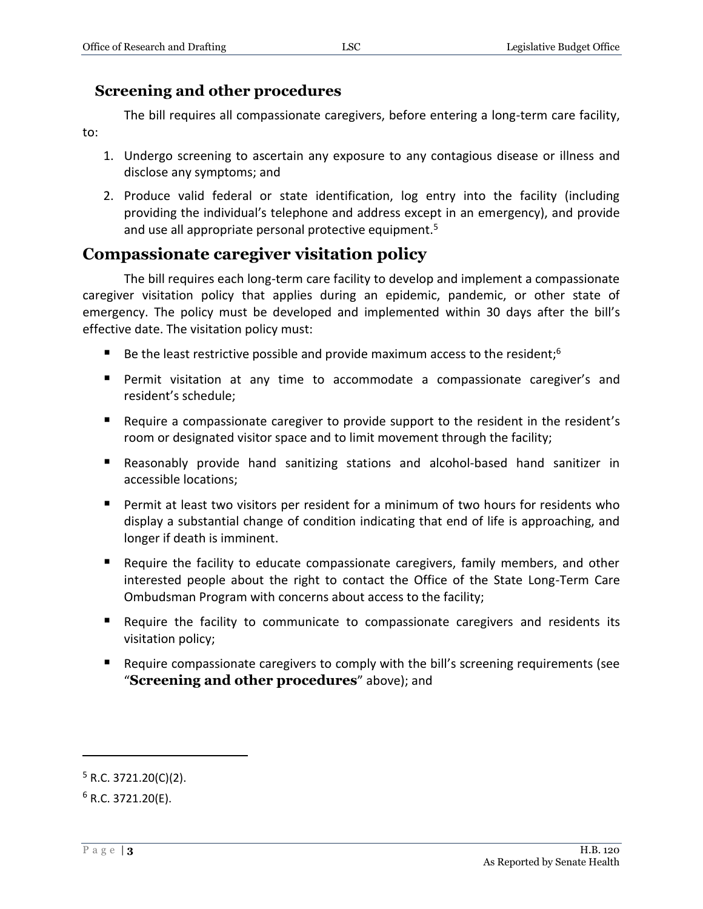### Screening and other procedures

The bill requires all compassionate caregivers, before entering a long-term care facility, to:

1. Undergo screening to ascertain any exposure to any contagious disease or illness and disclose any symptoms; and
2. Produce valid federal or state identification, log entry into the facility (including providing the individual's telephone and address except in an emergency), and provide and use all appropriate personal protective equipment.[5]

## Compassionate caregiver visitation policy

The bill requires each long-term care facility to develop and implement a compassionate caregiver visitation policy that applies during an epidemic, pandemic, or other state of emergency. The policy must be developed and implemented within 30 days after the bill's effective date. The visitation policy must:

- Be the least restrictive possible and provide maximum access to the resident;[6]
- Permit visitation at any time to accommodate a compassionate caregiver's and resident's schedule;
- Require a compassionate caregiver to provide support to the resident in the resident's room or designated visitor space and to limit movement through the facility;
- Reasonably provide hand sanitizing stations and alcohol-based hand sanitizer in accessible locations;
- Permit at least two visitors per resident for a minimum of two hours for residents who display a substantial change of condition indicating that end of life is approaching, and longer if death is imminent.
- Require the facility to educate compassionate caregivers, family members, and other interested people about the right to contact the Office of the State Long-Term Care Ombudsman Program with concerns about access to the facility;
- Require the facility to communicate to compassionate caregivers and residents its visitation policy;
- Require compassionate caregivers to comply with the bill's screening requirements (see "**Screening and other procedures**" above); and

---

[5] R.C. 3721.20(C)(2).

[6] R.C. 3721.20(E).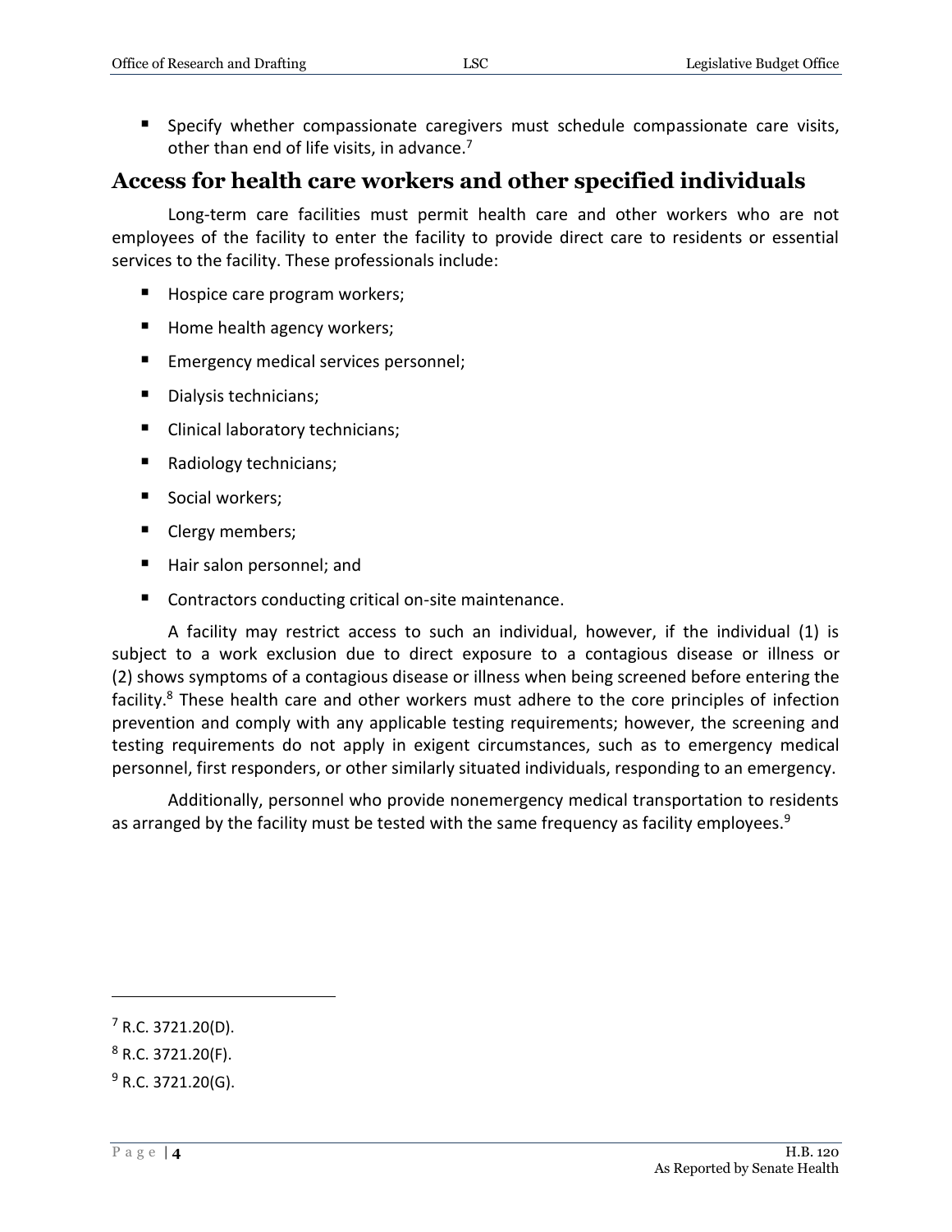- Specify whether compassionate caregivers must schedule compassionate care visits, other than end of life visits, in advance.[7]

## Access for health care workers and other specified individuals

Long-term care facilities must permit health care and other workers who are not employees of the facility to enter the facility to provide direct care to residents or essential services to the facility. These professionals include:

- Hospice care program workers;
- Home health agency workers;
- Emergency medical services personnel;
- Dialysis technicians;
- Clinical laboratory technicians;
- Radiology technicians;
- Social workers;
- Clergy members;
- Hair salon personnel; and
- Contractors conducting critical on-site maintenance.

A facility may restrict access to such an individual, however, if the individual (1) is subject to a work exclusion due to direct exposure to a contagious disease or illness or (2) shows symptoms of a contagious disease or illness when being screened before entering the facility.[8] These health care and other workers must adhere to the core principles of infection prevention and comply with any applicable testing requirements; however, the screening and testing requirements do not apply in exigent circumstances, such as to emergency medical personnel, first responders, or other similarly situated individuals, responding to an emergency.

Additionally, personnel who provide nonemergency medical transportation to residents as arranged by the facility must be tested with the same frequency as facility employees.[9]

---

[7] R.C. 3721.20(D).

[8] R.C. 3721.20(F).

[9] R.C. 3721.20(G).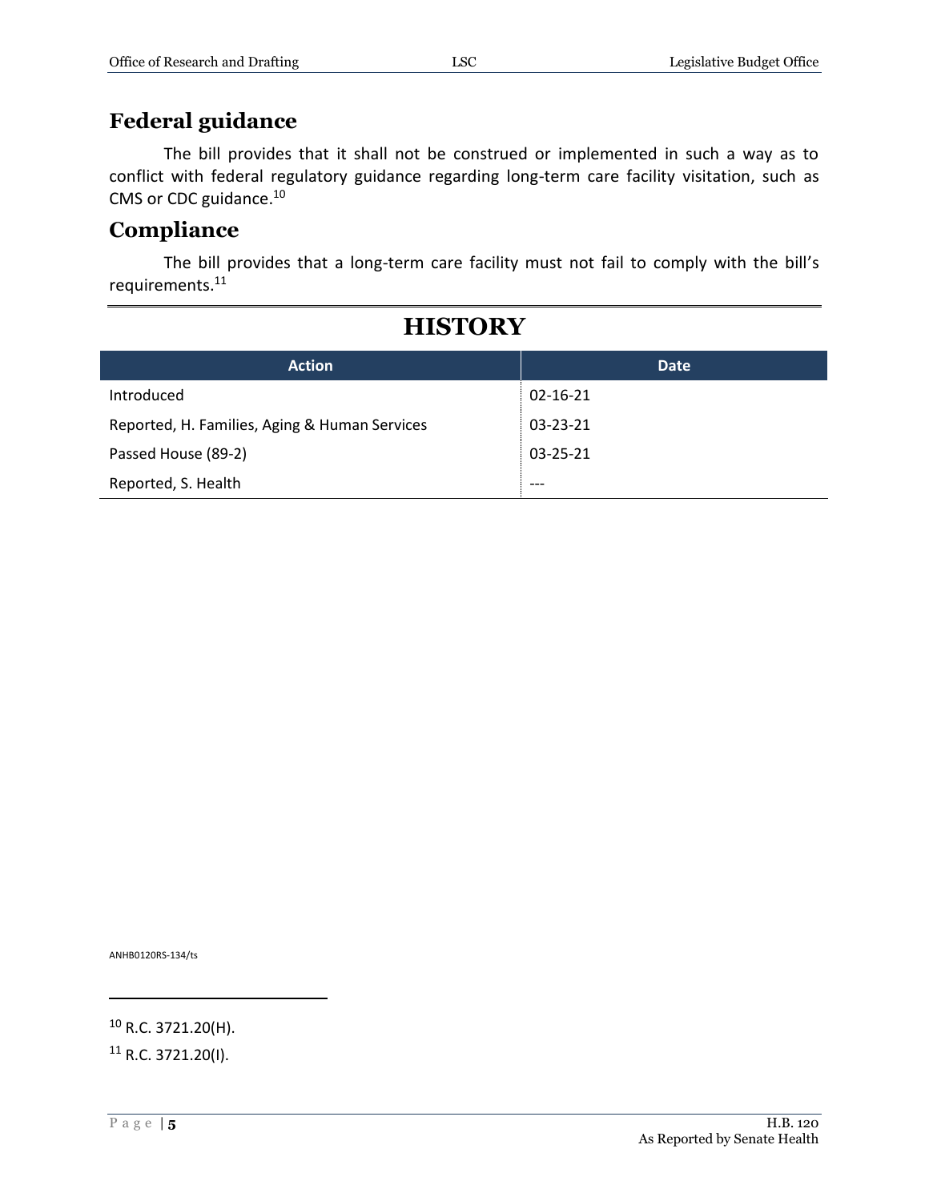## Federal guidance

The bill provides that it shall not be construed or implemented in such a way as to conflict with federal regulatory guidance regarding long-term care facility visitation, such as CMS or CDC guidance.[10]

## Compliance

The bill provides that a long-term care facility must not fail to comply with the bill's requirements.[11]

# HISTORY

| Action | Date |
|---|---|
| Introduced | 02-16-21 |
| Reported, H. Families, Aging & Human Services | 03-23-21 |
| Passed House (89-2) | 03-25-21 |
| Reported, S. Health | --- |

ANHB0120RS-134/ts

[10] R.C. 3721.20(H).

[11] R.C. 3721.20(I).